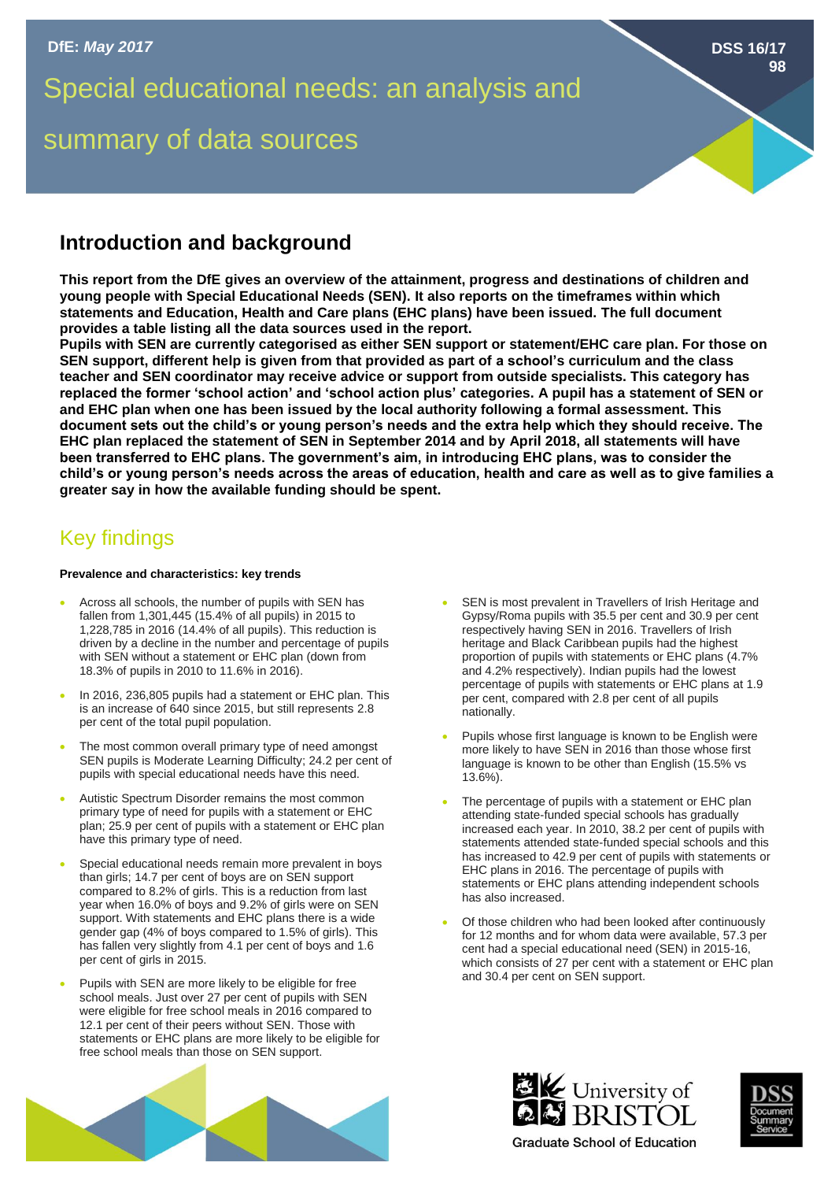DfE: *May 2017*

DSS 16/17 98

# Special educational needs: an analysis and summary of data sources

## Introduction and background

**This report from the DfE gives an overview of the attainment, progress and destinations of children and young people with Special Educational Needs (SEN). It also reports on the timeframes within which statements and Education, Health and Care plans (EHC plans) have been issued. The full document provides a table listing all the data sources used in the report.**

**Pupils with SEN are currently categorised as either SEN support or statement/EHC care plan. For those on SEN support, different help is given from that provided as part of a school's curriculum and the class teacher and SEN coordinator may receive advice or support from outside specialists. This category has replaced the former 'school action' and 'school action plus' categories. A pupil has a statement of SEN or and EHC plan when one has been issued by the local authority following a formal assessment. This document sets out the child's or young person's needs and the extra help which they should receive. The EHC plan replaced the statement of SEN in September 2014 and by April 2018, all statements will have been transferred to EHC plans. The government's aim, in introducing EHC plans, was to consider the child's or young person's needs across the areas of education, health and care as well as to give families a greater say in how the available funding should be spent.**

## Key findings

#### Prevalence and characteristics: key trends

- Across all schools, the number of pupils with SEN has fallen from 1,301,445 (15.4% of all pupils) in 2015 to 1,228,785 in 2016 (14.4% of all pupils). This reduction is driven by a decline in the number and percentage of pupils with SEN without a statement or EHC plan (down from 18.3% of pupils in 2010 to 11.6% in 2016).
- In 2016, 236,805 pupils had a statement or EHC plan. This is an increase of 640 since 2015, but still represents 2.8 per cent of the total pupil population.
- The most common overall primary type of need amongst SEN pupils is Moderate Learning Difficulty; 24.2 per cent of pupils with special educational needs have this need.
- Autistic Spectrum Disorder remains the most common primary type of need for pupils with a statement or EHC plan; 25.9 per cent of pupils with a statement or EHC plan have this primary type of need.
- Special educational needs remain more prevalent in boys than girls; 14.7 per cent of boys are on SEN support compared to 8.2% of girls. This is a reduction from last year when 16.0% of boys and 9.2% of girls were on SEN support. With statements and EHC plans there is a wide gender gap (4% of boys compared to 1.5% of girls). This has fallen very slightly from 4.1 per cent of boys and 1.6 per cent of girls in 2015.
- Pupils with SEN are more likely to be eligible for free school meals. Just over 27 per cent of pupils with SEN were eligible for free school meals in 2016 compared to 12.1 per cent of their peers without SEN. Those with statements or EHC plans are more likely to be eligible for free school meals than those on SEN support.
- SEN is most prevalent in Travellers of Irish Heritage and Gypsy/Roma pupils with 35.5 per cent and 30.9 per cent respectively having SEN in 2016. Travellers of Irish heritage and Black Caribbean pupils had the highest proportion of pupils with statements or EHC plans (4.7% and 4.2% respectively). Indian pupils had the lowest percentage of pupils with statements or EHC plans at 1.9 per cent, compared with 2.8 per cent of all pupils nationally.
- Pupils whose first language is known to be English were more likely to have SEN in 2016 than those whose first language is known to be other than English (15.5% vs 13.6%).
- The percentage of pupils with a statement or EHC plan attending state-funded special schools has gradually increased each year. In 2010, 38.2 per cent of pupils with statements attended state-funded special schools and this has increased to 42.9 per cent of pupils with statements or EHC plans in 2016. The percentage of pupils with statements or EHC plans attending independent schools has also increased.
- Of those children who had been looked after continuously for 12 months and for whom data were available, 57.3 per cent had a special educational need (SEN) in 2015-16, which consists of 27 per cent with a statement or EHC plan and 30.4 per cent on SEN support.

University of Bristol — Graduate School of Education

DSS Document Summary Service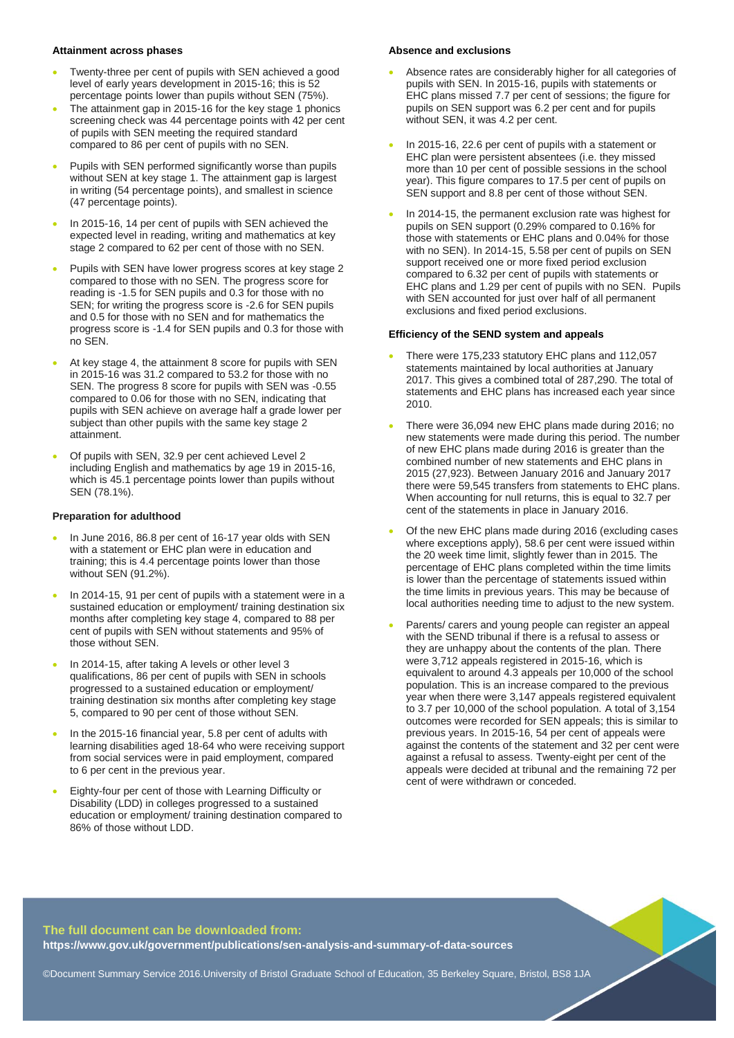### Attainment across phases

- Twenty-three per cent of pupils with SEN achieved a good level of early years development in 2015-16; this is 52 percentage points lower than pupils without SEN (75%).
- The attainment gap in 2015-16 for the key stage 1 phonics screening check was 44 percentage points with 42 per cent of pupils with SEN meeting the required standard compared to 86 per cent of pupils with no SEN.
- Pupils with SEN performed significantly worse than pupils without SEN at key stage 1. The attainment gap is largest in writing (54 percentage points), and smallest in science (47 percentage points).
- In 2015-16, 14 per cent of pupils with SEN achieved the expected level in reading, writing and mathematics at key stage 2 compared to 62 per cent of those with no SEN.
- Pupils with SEN have lower progress scores at key stage 2 compared to those with no SEN. The progress score for reading is -1.5 for SEN pupils and 0.3 for those with no SEN; for writing the progress score is -2.6 for SEN pupils and 0.5 for those with no SEN and for mathematics the progress score is -1.4 for SEN pupils and 0.3 for those with no SEN.
- At key stage 4, the attainment 8 score for pupils with SEN in 2015-16 was 31.2 compared to 53.2 for those with no SEN. The progress 8 score for pupils with SEN was -0.55 compared to 0.06 for those with no SEN, indicating that pupils with SEN achieve on average half a grade lower per subject than other pupils with the same key stage 2 attainment.
- Of pupils with SEN, 32.9 per cent achieved Level 2 including English and mathematics by age 19 in 2015-16, which is 45.1 percentage points lower than pupils without SEN (78.1%).

### Preparation for adulthood

- In June 2016, 86.8 per cent of 16-17 year olds with SEN with a statement or EHC plan were in education and training; this is 4.4 percentage points lower than those without SEN (91.2%).
- In 2014-15, 91 per cent of pupils with a statement were in a sustained education or employment/ training destination six months after completing key stage 4, compared to 88 per cent of pupils with SEN without statements and 95% of those without SEN.
- In 2014-15, after taking A levels or other level 3 qualifications, 86 per cent of pupils with SEN in schools progressed to a sustained education or employment/ training destination six months after completing key stage 5, compared to 90 per cent of those without SEN.
- In the 2015-16 financial year, 5.8 per cent of adults with learning disabilities aged 18-64 who were receiving support from social services were in paid employment, compared to 6 per cent in the previous year.
- Eighty-four per cent of those with Learning Difficulty or Disability (LDD) in colleges progressed to a sustained education or employment/ training destination compared to 86% of those without LDD.

### Absence and exclusions

- Absence rates are considerably higher for all categories of pupils with SEN. In 2015-16, pupils with statements or EHC plans missed 7.7 per cent of sessions; the figure for pupils on SEN support was 6.2 per cent and for pupils without SEN, it was 4.2 per cent.
- In 2015-16, 22.6 per cent of pupils with a statement or EHC plan were persistent absentees (i.e. they missed more than 10 per cent of possible sessions in the school year). This figure compares to 17.5 per cent of pupils on SEN support and 8.8 per cent of those without SEN.
- In 2014-15, the permanent exclusion rate was highest for pupils on SEN support (0.29% compared to 0.16% for those with statements or EHC plans and 0.04% for those with no SEN). In 2014-15, 5.58 per cent of pupils on SEN support received one or more fixed period exclusion compared to 6.32 per cent of pupils with statements or EHC plans and 1.29 per cent of pupils with no SEN. Pupils with SEN accounted for just over half of all permanent exclusions and fixed period exclusions.

### Efficiency of the SEND system and appeals

- There were 175,233 statutory EHC plans and 112,057 statements maintained by local authorities at January 2017. This gives a combined total of 287,290. The total of statements and EHC plans has increased each year since 2010.
- There were 36,094 new EHC plans made during 2016; no new statements were made during this period. The number of new EHC plans made during 2016 is greater than the combined number of new statements and EHC plans in 2015 (27,923). Between January 2016 and January 2017 there were 59,545 transfers from statements to EHC plans. When accounting for null returns, this is equal to 32.7 per cent of the statements in place in January 2016.
- Of the new EHC plans made during 2016 (excluding cases where exceptions apply), 58.6 per cent were issued within the 20 week time limit, slightly fewer than in 2015. The percentage of EHC plans completed within the time limits is lower than the percentage of statements issued within the time limits in previous years. This may be because of local authorities needing time to adjust to the new system.
- Parents/ carers and young people can register an appeal with the SEND tribunal if there is a refusal to assess or they are unhappy about the contents of the plan. There were 3,712 appeals registered in 2015-16, which is equivalent to around 4.3 appeals per 10,000 of the school population. This is an increase compared to the previous year when there were 3,147 appeals registered equivalent to 3.7 per 10,000 of the school population. A total of 3,154 outcomes were recorded for SEN appeals; this is similar to previous years. In 2015-16, 54 per cent of appeals were against the contents of the statement and 32 per cent were against a refusal to assess. Twenty-eight per cent of the appeals were decided at tribunal and the remaining 72 per cent of were withdrawn or conceded.

**The full document can be downloaded from:**
**https://www.gov.uk/government/publications/sen-analysis-and-summary-of-data-sources**

©Document Summary Service 2016.University of Bristol Graduate School of Education, 35 Berkeley Square, Bristol, BS8 1JA